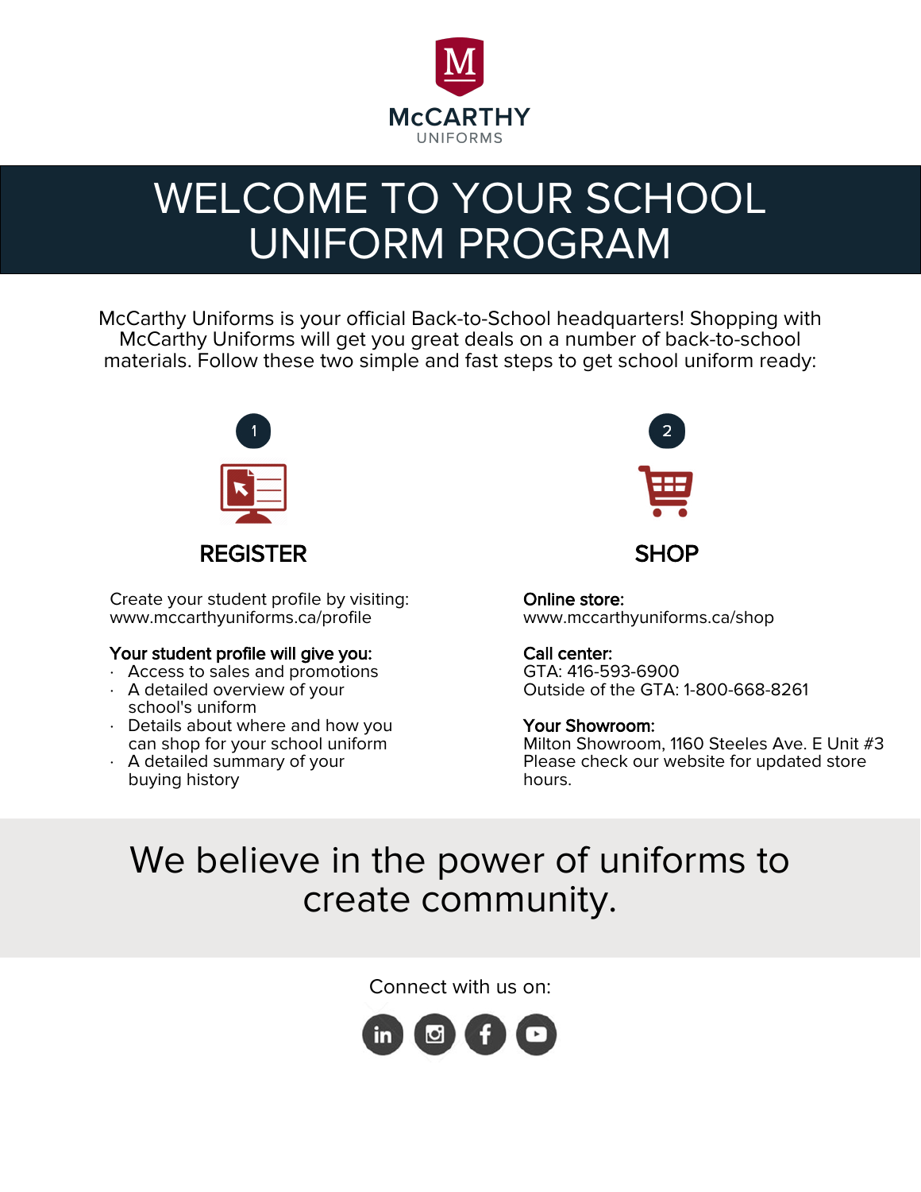McCARTHY
UNIFORMS

# WELCOME TO YOUR SCHOOL UNIFORM PROGRAM

McCarthy Uniforms is your official Back-to-School headquarters! Shopping with McCarthy Uniforms will get you great deals on a number of back-to-school materials. Follow these two simple and fast steps to get school uniform ready:

## 1 REGISTER

Create your student profile by visiting: www.mccarthyuniforms.ca/profile

**Your student profile will give you:**

- Access to sales and promotions
- A detailed overview of your school's uniform
- Details about where and how you can shop for your school uniform
- A detailed summary of your buying history

## 2 SHOP

**Online store:**
www.mccarthyuniforms.ca/shop

**Call center:**
GTA: 416-593-6900
Outside of the GTA: 1-800-668-8261

**Your Showroom:**
Milton Showroom, 1160 Steeles Ave. E Unit #3
Please check our website for updated store hours.

We believe in the power of uniforms to create community.

Connect with us on: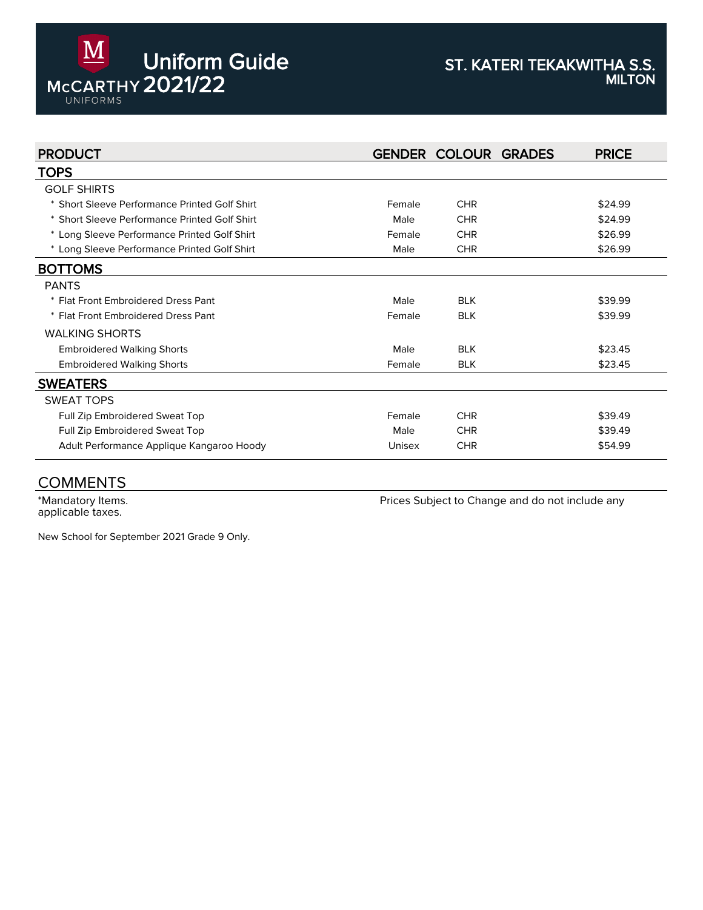# Uniform Guide 2021/22

McCARTHY UNIFORMS

## ST. KATERI TEKAKWITHA S.S.
## MILTON

| PRODUCT | GENDER | COLOUR | GRADES | PRICE |
|---|---|---|---|---|
| **TOPS** | | | | |
| GOLF SHIRTS | | | | |
| * Short Sleeve Performance Printed Golf Shirt | Female | CHR | | $24.99 |
| * Short Sleeve Performance Printed Golf Shirt | Male | CHR | | $24.99 |
| * Long Sleeve Performance Printed Golf Shirt | Female | CHR | | $26.99 |
| * Long Sleeve Performance Printed Golf Shirt | Male | CHR | | $26.99 |
| **BOTTOMS** | | | | |
| PANTS | | | | |
| * Flat Front Embroidered Dress Pant | Male | BLK | | $39.99 |
| * Flat Front Embroidered Dress Pant | Female | BLK | | $39.99 |
| WALKING SHORTS | | | | |
| Embroidered Walking Shorts | Male | BLK | | $23.45 |
| Embroidered Walking Shorts | Female | BLK | | $23.45 |
| **SWEATERS** | | | | |
| SWEAT TOPS | | | | |
| Full Zip Embroidered Sweat Top | Female | CHR | | $39.49 |
| Full Zip Embroidered Sweat Top | Male | CHR | | $39.49 |
| Adult Performance Applique Kangaroo Hoody | Unisex | CHR | | $54.99 |

## COMMENTS

*Mandatory Items. Prices Subject to Change and do not include any applicable taxes.

New School for September 2021 Grade 9 Only.